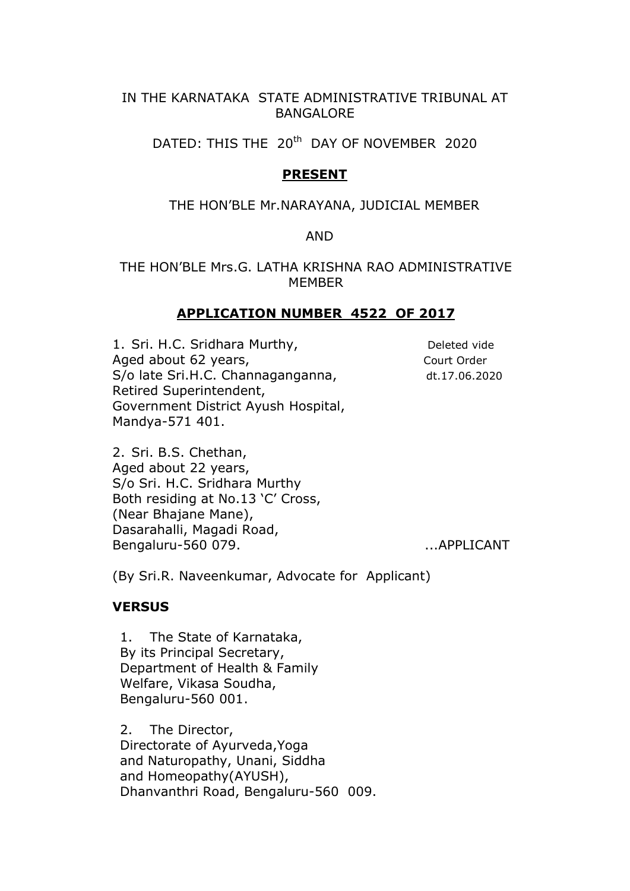IN THE KARNATAKA STATE ADMINISTRATIVE TRIBUNAL AT BANGALORE

DATED: THIS THE 20th DAY OF NOVEMBER 2020

**PRESENT**

THE HON'BLE Mr.NARAYANA, JUDICIAL MEMBER

AND

THE HON'BLE Mrs.G. LATHA KRISHNA RAO ADMINISTRATIVE MEMBER

**APPLICATION NUMBER 4522 OF 2017**

1. Sri. H.C. Sridhara Murthy, Aged about 62 years, S/o late Sri.H.C. Channaganganna, Retired Superintendent, Government District Ayush Hospital, Mandya-571 401. — Deleted vide Court Order dt.17.06.2020

2. Sri. B.S. Chethan, Aged about 22 years, S/o Sri. H.C. Sridhara Murthy Both residing at No.13 'C' Cross, (Near Bhajane Mane), Dasarahalli, Magadi Road, Bengaluru-560 079. ...APPLICANT

(By Sri.R. Naveenkumar, Advocate for Applicant)

**VERSUS**

1. The State of Karnataka, By its Principal Secretary, Department of Health & Family Welfare, Vikasa Soudha, Bengaluru-560 001.

2. The Director, Directorate of Ayurveda,Yoga and Naturopathy, Unani, Siddha and Homeopathy(AYUSH), Dhanvanthri Road, Bengaluru-560 009.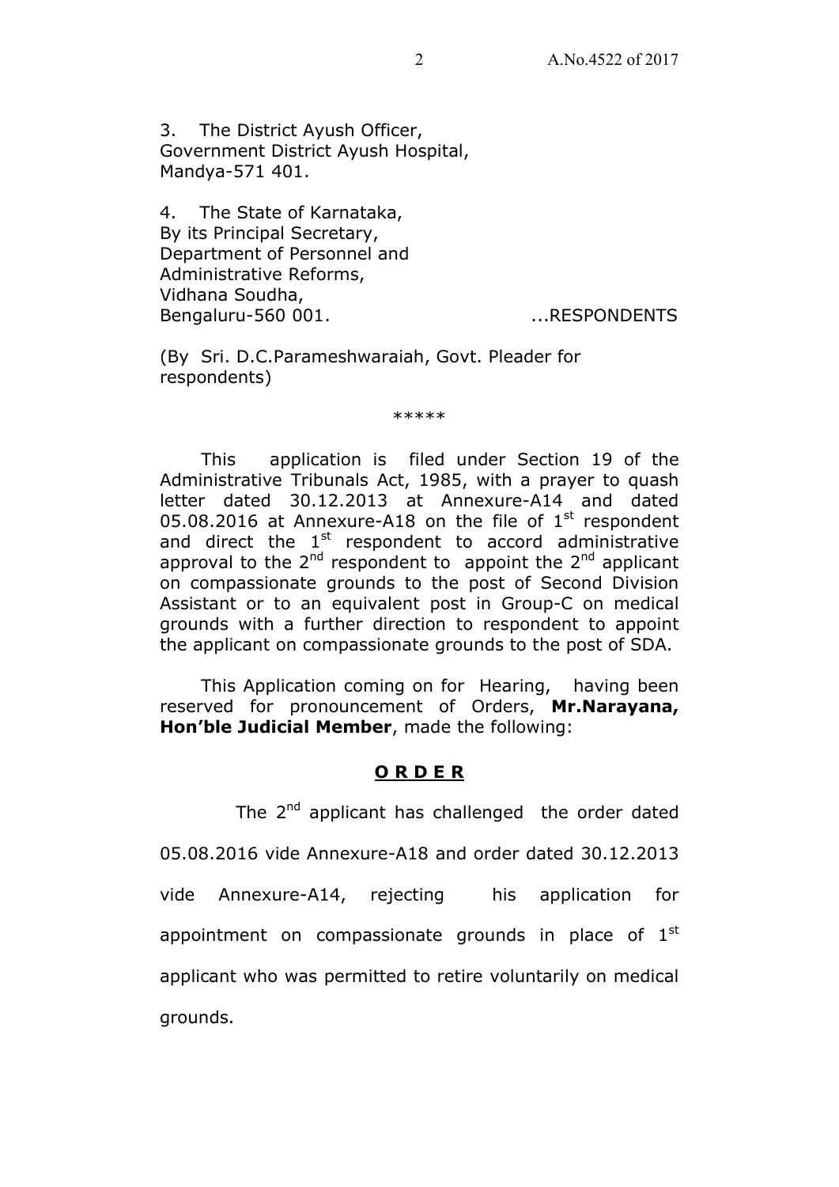3. The District Ayush Officer,
Government District Ayush Hospital,
Mandya-571 401.

4. The State of Karnataka,
By its Principal Secretary,
Department of Personnel and
Administrative Reforms,
Vidhana Soudha,
Bengaluru-560 001. ...RESPONDENTS

(By Sri. D.C.Parameshwaraiah, Govt. Pleader for respondents)

*****

This application is filed under Section 19 of the Administrative Tribunals Act, 1985, with a prayer to quash letter dated 30.12.2013 at Annexure-A14 and dated 05.08.2016 at Annexure-A18 on the file of 1st respondent and direct the 1st respondent to accord administrative approval to the 2nd respondent to appoint the 2nd applicant on compassionate grounds to the post of Second Division Assistant or to an equivalent post in Group-C on medical grounds with a further direction to respondent to appoint the applicant on compassionate grounds to the post of SDA.

This Application coming on for Hearing, having been reserved for pronouncement of Orders, **Mr.Narayana, Hon'ble Judicial Member**, made the following:

**O R D E R**

The 2nd applicant has challenged the order dated 05.08.2016 vide Annexure-A18 and order dated 30.12.2013 vide Annexure-A14, rejecting his application for appointment on compassionate grounds in place of 1st applicant who was permitted to retire voluntarily on medical grounds.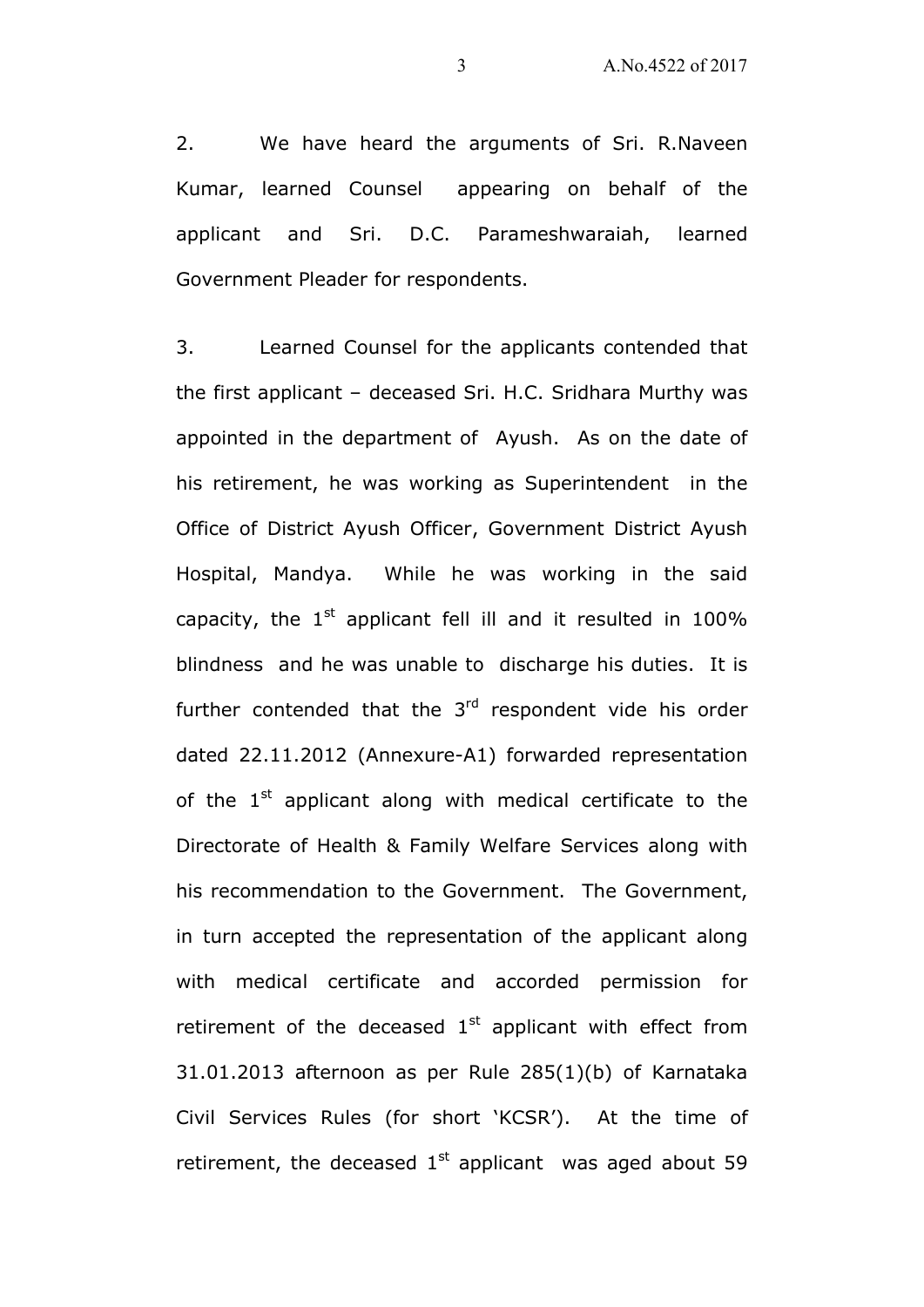2. We have heard the arguments of Sri. R.Naveen Kumar, learned Counsel appearing on behalf of the applicant and Sri. D.C. Parameshwaraiah, learned Government Pleader for respondents.

3. Learned Counsel for the applicants contended that the first applicant – deceased Sri. H.C. Sridhara Murthy was appointed in the department of Ayush. As on the date of his retirement, he was working as Superintendent in the Office of District Ayush Officer, Government District Ayush Hospital, Mandya. While he was working in the said capacity, the 1st applicant fell ill and it resulted in 100% blindness and he was unable to discharge his duties. It is further contended that the 3rd respondent vide his order dated 22.11.2012 (Annexure-A1) forwarded representation of the 1st applicant along with medical certificate to the Directorate of Health & Family Welfare Services along with his recommendation to the Government. The Government, in turn accepted the representation of the applicant along with medical certificate and accorded permission for retirement of the deceased 1st applicant with effect from 31.01.2013 afternoon as per Rule 285(1)(b) of Karnataka Civil Services Rules (for short 'KCSR'). At the time of retirement, the deceased 1st applicant was aged about 59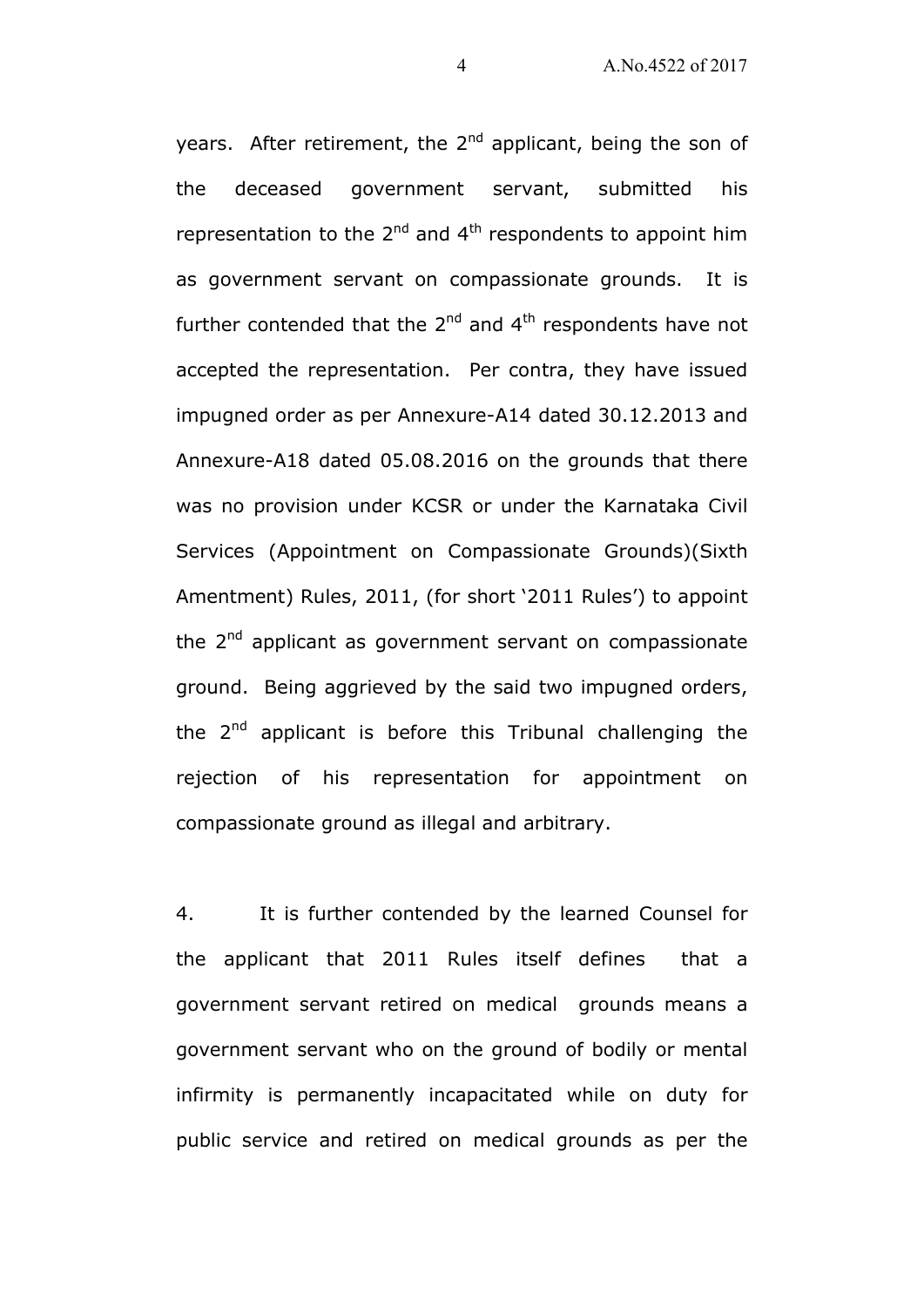years. After retirement, the 2nd applicant, being the son of the deceased government servant, submitted his representation to the 2nd and 4th respondents to appoint him as government servant on compassionate grounds. It is further contended that the 2nd and 4th respondents have not accepted the representation. Per contra, they have issued impugned order as per Annexure-A14 dated 30.12.2013 and Annexure-A18 dated 05.08.2016 on the grounds that there was no provision under KCSR or under the Karnataka Civil Services (Appointment on Compassionate Grounds)(Sixth Amentment) Rules, 2011, (for short '2011 Rules') to appoint the 2nd applicant as government servant on compassionate ground. Being aggrieved by the said two impugned orders, the 2nd applicant is before this Tribunal challenging the rejection of his representation for appointment on compassionate ground as illegal and arbitrary.

4. It is further contended by the learned Counsel for the applicant that 2011 Rules itself defines that a government servant retired on medical grounds means a government servant who on the ground of bodily or mental infirmity is permanently incapacitated while on duty for public service and retired on medical grounds as per the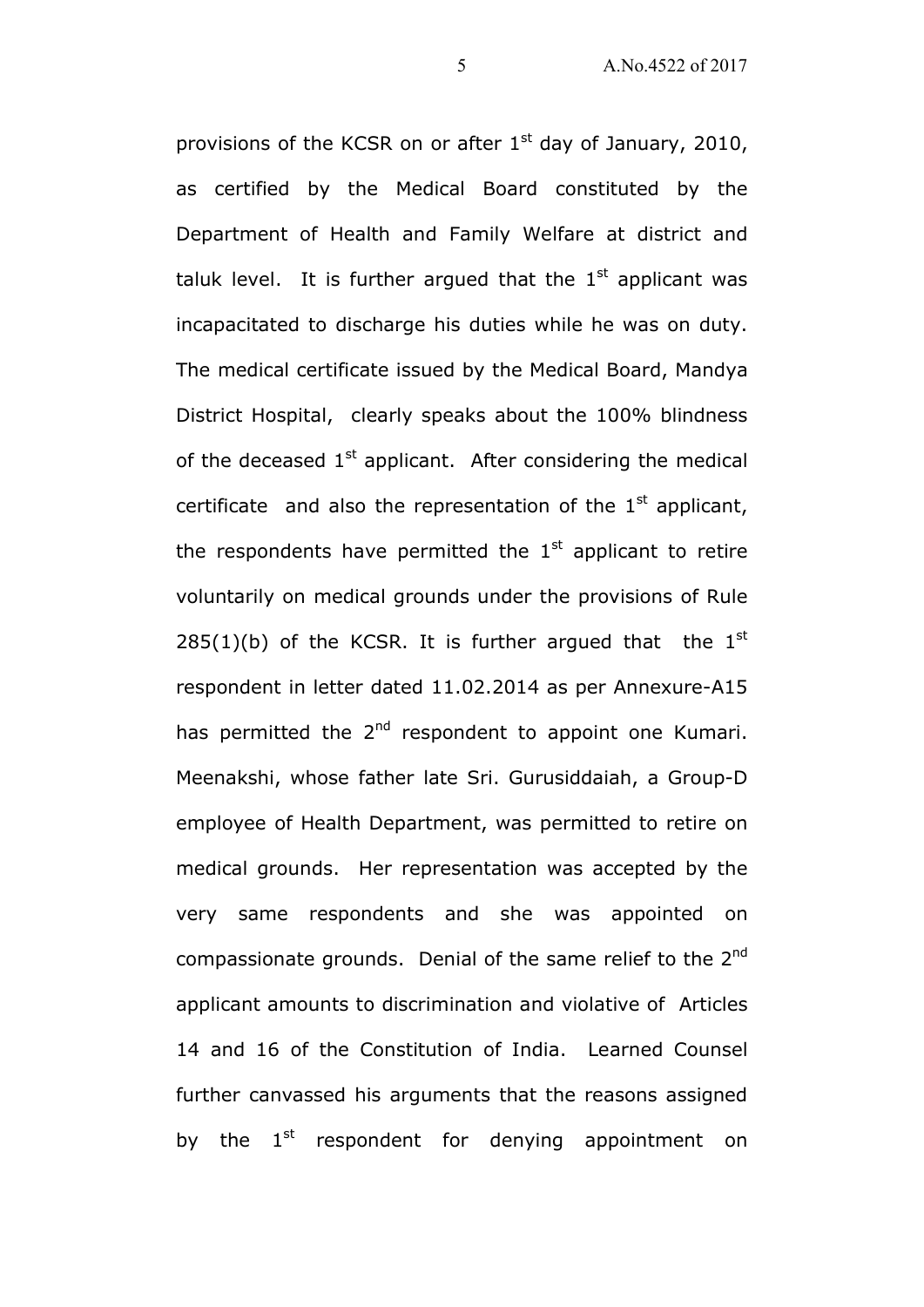provisions of the KCSR on or after 1st day of January, 2010, as certified by the Medical Board constituted by the Department of Health and Family Welfare at district and taluk level. It is further argued that the 1st applicant was incapacitated to discharge his duties while he was on duty. The medical certificate issued by the Medical Board, Mandya District Hospital, clearly speaks about the 100% blindness of the deceased 1st applicant. After considering the medical certificate and also the representation of the 1st applicant, the respondents have permitted the 1st applicant to retire voluntarily on medical grounds under the provisions of Rule 285(1)(b) of the KCSR. It is further argued that the 1st respondent in letter dated 11.02.2014 as per Annexure-A15 has permitted the 2nd respondent to appoint one Kumari. Meenakshi, whose father late Sri. Gurusiddaiah, a Group-D employee of Health Department, was permitted to retire on medical grounds. Her representation was accepted by the very same respondents and she was appointed on compassionate grounds. Denial of the same relief to the 2nd applicant amounts to discrimination and violative of Articles 14 and 16 of the Constitution of India. Learned Counsel further canvassed his arguments that the reasons assigned by the 1st respondent for denying appointment on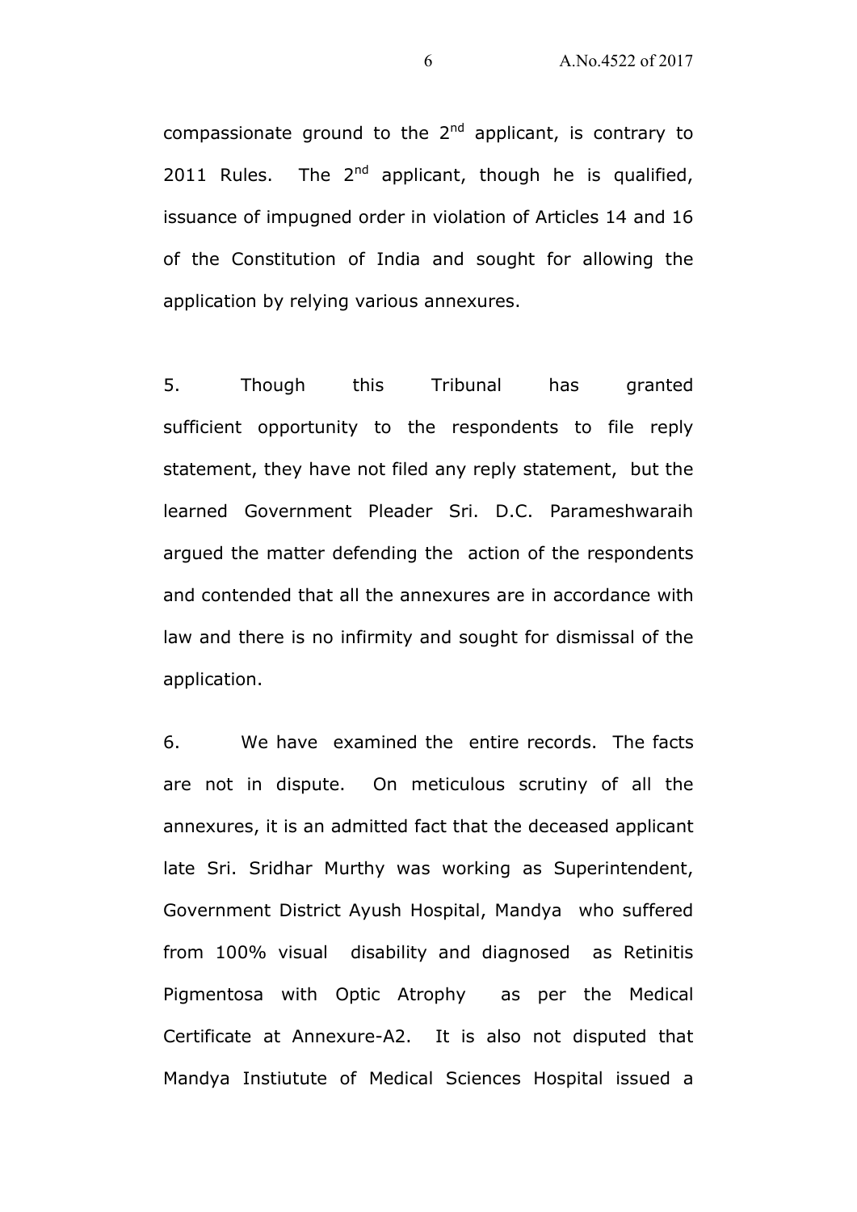compassionate ground to the 2nd applicant, is contrary to 2011 Rules. The 2nd applicant, though he is qualified, issuance of impugned order in violation of Articles 14 and 16 of the Constitution of India and sought for allowing the application by relying various annexures.

5. Though this Tribunal has granted sufficient opportunity to the respondents to file reply statement, they have not filed any reply statement, but the learned Government Pleader Sri. D.C. Parameshwaraih argued the matter defending the action of the respondents and contended that all the annexures are in accordance with law and there is no infirmity and sought for dismissal of the application.

6. We have examined the entire records. The facts are not in dispute. On meticulous scrutiny of all the annexures, it is an admitted fact that the deceased applicant late Sri. Sridhar Murthy was working as Superintendent, Government District Ayush Hospital, Mandya who suffered from 100% visual disability and diagnosed as Retinitis Pigmentosa with Optic Atrophy as per the Medical Certificate at Annexure-A2. It is also not disputed that Mandya Instiutute of Medical Sciences Hospital issued a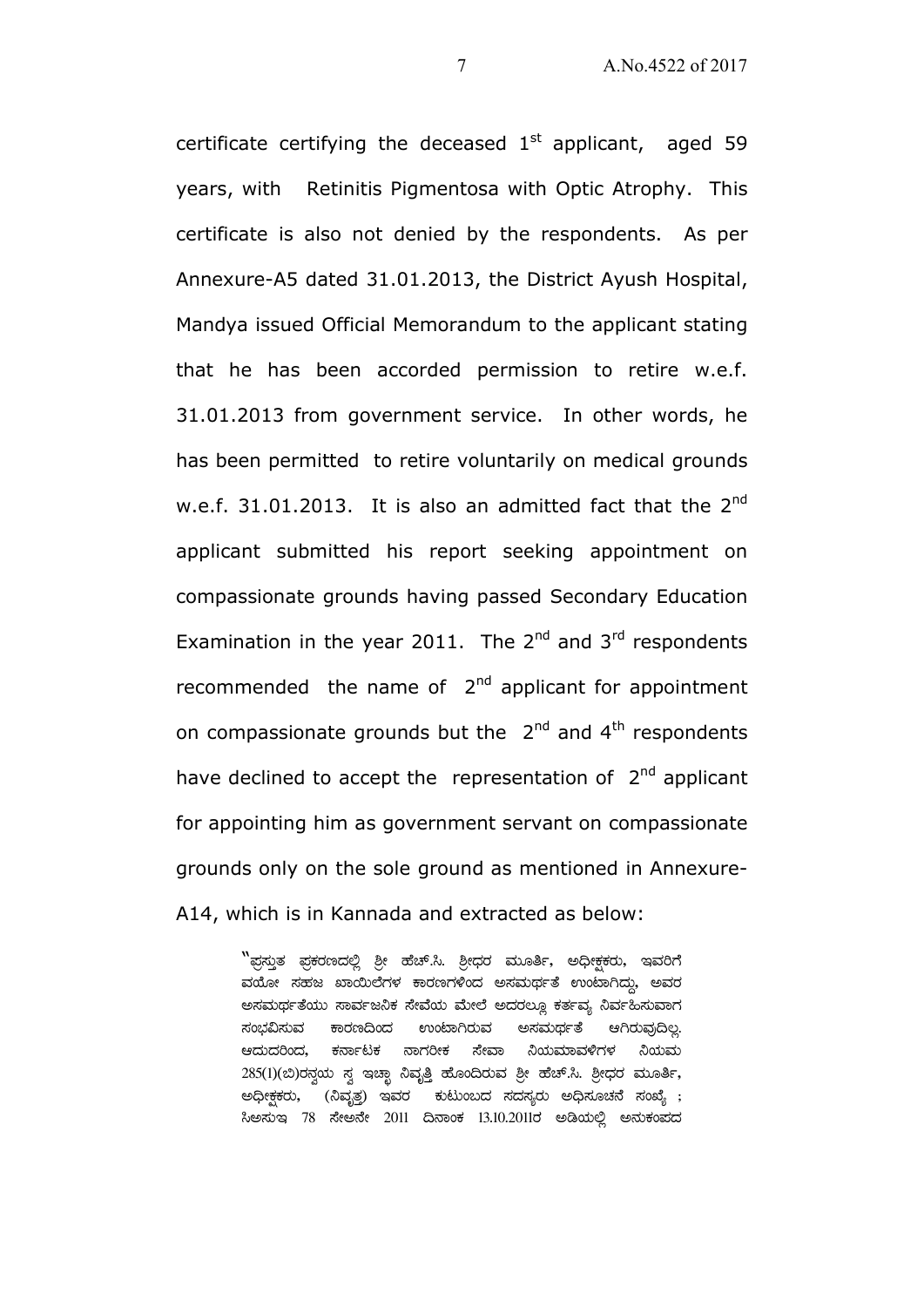certificate certifying the deceased 1st applicant, aged 59 years, with Retinitis Pigmentosa with Optic Atrophy. This certificate is also not denied by the respondents. As per Annexure-A5 dated 31.01.2013, the District Ayush Hospital, Mandya issued Official Memorandum to the applicant stating that he has been accorded permission to retire w.e.f. 31.01.2013 from government service. In other words, he has been permitted to retire voluntarily on medical grounds w.e.f. 31.01.2013. It is also an admitted fact that the 2nd applicant submitted his report seeking appointment on compassionate grounds having passed Secondary Education Examination in the year 2011. The 2nd and 3rd respondents recommended the name of 2nd applicant for appointment on compassionate grounds but the 2nd and 4th respondents have declined to accept the representation of 2nd applicant for appointing him as government servant on compassionate grounds only on the sole ground as mentioned in Annexure-A14, which is in Kannada and extracted as below:

> "ಪ್ರಸ್ತುತ ಪ್ರಕರಣದಲ್ಲಿ ಶ್ರೀ ಹೆಚ್.ಸಿ. ಶ್ರೀಧರ ಮೂರ್ತಿ, ಅಧೀಕ್ಷಕರು, ಇವರಿಗೆ ವಯೋ ಸಹಜ ಖಾಯಿಲೆಗಳ ಕಾರಣಗಳಿಂದ ಅಸಮರ್ಥತೆ ಉಂಟಾಗಿದ್ದು, ಅವರ ಅಸಮರ್ಥತೆಯು ಸಾರ್ವಜನಿಕ ಸೇವೆಯ ಮೇಲೆ ಅದರಲ್ಲೂ ಕರ್ತವ್ಯ ನಿರ್ವಹಿಸುವಾಗ ಸಂಭವಿಸುವ ಕಾರಣದಿಂದ ಉಂಟಾಗಿರುವ ಅಸಮರ್ಥತೆ ಆಗಿರುವುದಿಲ್ಲ. ಆದುದರಿಂದ, ಕರ್ನಾಟಕ ನಾಗರೀಕ ಸೇವಾ ನಿಯಮಾವಳಿಗಳ ನಿಯಮ 285(1)(ಬಿ)ರನ್ವಯ ಸ್ವ ಇಚ್ಛಾ ನಿವೃತ್ತಿ ಹೊಂದಿರುವ ಶ್ರೀ ಹೆಚ್.ಸಿ. ಶ್ರೀಧರ ಮೂರ್ತಿ, ಅಧೀಕ್ಷಕರು, (ನಿವೃತ್ತ) ಇವರ ಕುಟುಂಬದ ಸದಸ್ಯರು ಅಧಿಸೂಚನೆ ಸಂಖ್ಯೆ ; ಸಿಆಸುಇ 78 ಸೇಅನೇ 2011 ದಿನಾಂಕ 13.10.2011ರ ಅಡಿಯಲ್ಲಿ ಅನುಕಂಪದ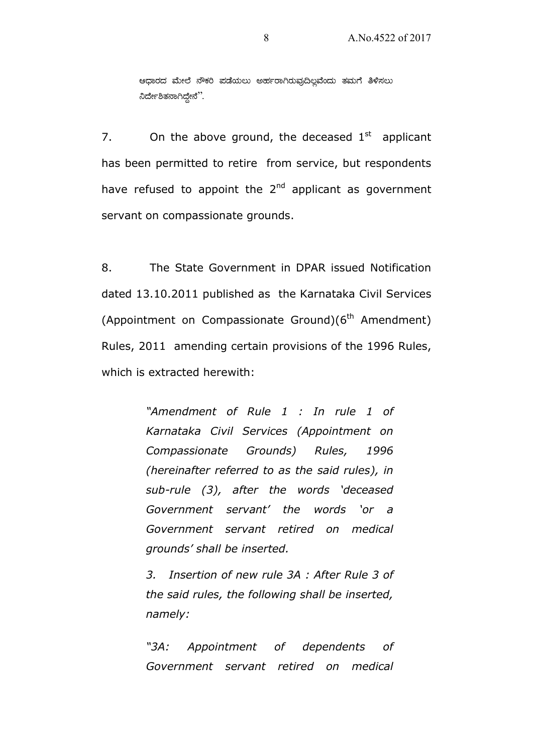ಆಧಾರದ ಮೇಲೆ ನೌಕರಿ ಪಡೆಯಲು ಅರ್ಹರಾಗಿರುವುದಿಲ್ಲವೆಂದು ತಮಗೆ ತಿಳಿಸಲು ನಿರ್ದೇಶಿತನಾಗಿದ್ದೇನೆ".

7. On the above ground, the deceased 1st applicant has been permitted to retire from service, but respondents have refused to appoint the 2nd applicant as government servant on compassionate grounds.

8. The State Government in DPAR issued Notification dated 13.10.2011 published as the Karnataka Civil Services (Appointment on Compassionate Ground)(6th Amendment) Rules, 2011 amending certain provisions of the 1996 Rules, which is extracted herewith:

> *"Amendment of Rule 1 : In rule 1 of Karnataka Civil Services (Appointment on Compassionate Grounds) Rules, 1996 (hereinafter referred to as the said rules), in sub-rule (3), after the words 'deceased Government servant' the words 'or a Government servant retired on medical grounds' shall be inserted.*
>
> *3. Insertion of new rule 3A : After Rule 3 of the said rules, the following shall be inserted, namely:*
>
> *"3A: Appointment of dependents of Government servant retired on medical*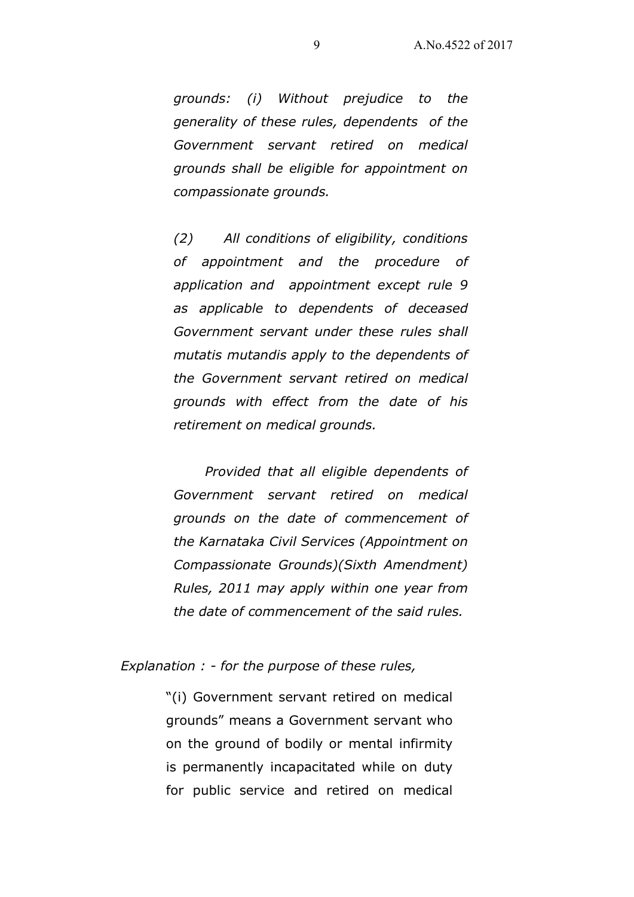*grounds: (i) Without prejudice to the generality of these rules, dependents of the Government servant retired on medical grounds shall be eligible for appointment on compassionate grounds.*

*(2) All conditions of eligibility, conditions of appointment and the procedure of application and appointment except rule 9 as applicable to dependents of deceased Government servant under these rules shall mutatis mutandis apply to the dependents of the Government servant retired on medical grounds with effect from the date of his retirement on medical grounds.*

*Provided that all eligible dependents of Government servant retired on medical grounds on the date of commencement of the Karnataka Civil Services (Appointment on Compassionate Grounds)(Sixth Amendment) Rules, 2011 may apply within one year from the date of commencement of the said rules.*

*Explanation : - for the purpose of these rules,*

"(i) Government servant retired on medical grounds" means a Government servant who on the ground of bodily or mental infirmity is permanently incapacitated while on duty for public service and retired on medical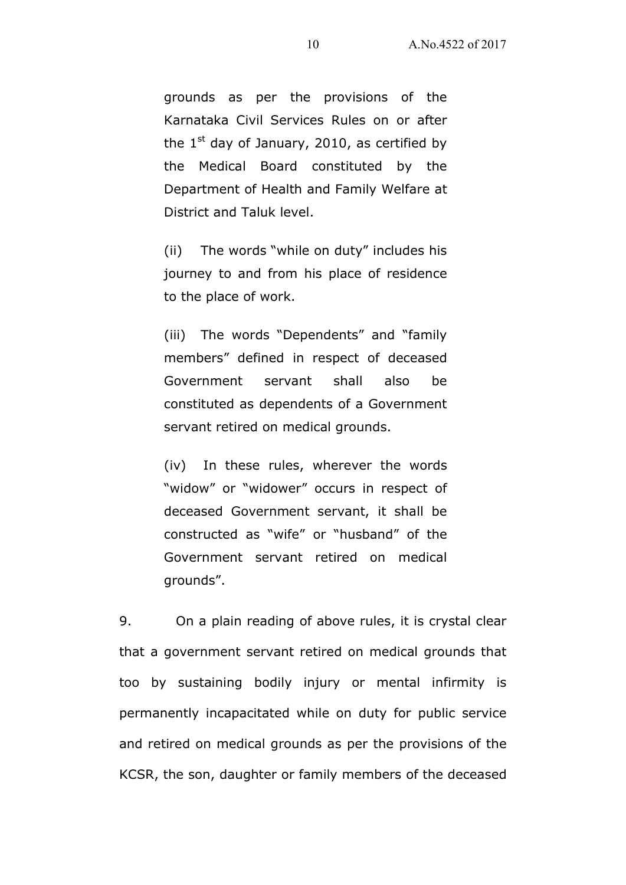grounds as per the provisions of the Karnataka Civil Services Rules on or after the 1st day of January, 2010, as certified by the Medical Board constituted by the Department of Health and Family Welfare at District and Taluk level.

(ii) The words "while on duty" includes his journey to and from his place of residence to the place of work.

(iii) The words "Dependents" and "family members" defined in respect of deceased Government servant shall also be constituted as dependents of a Government servant retired on medical grounds.

(iv) In these rules, wherever the words "widow" or "widower" occurs in respect of deceased Government servant, it shall be constructed as "wife" or "husband" of the Government servant retired on medical grounds".

9. On a plain reading of above rules, it is crystal clear that a government servant retired on medical grounds that too by sustaining bodily injury or mental infirmity is permanently incapacitated while on duty for public service and retired on medical grounds as per the provisions of the KCSR, the son, daughter or family members of the deceased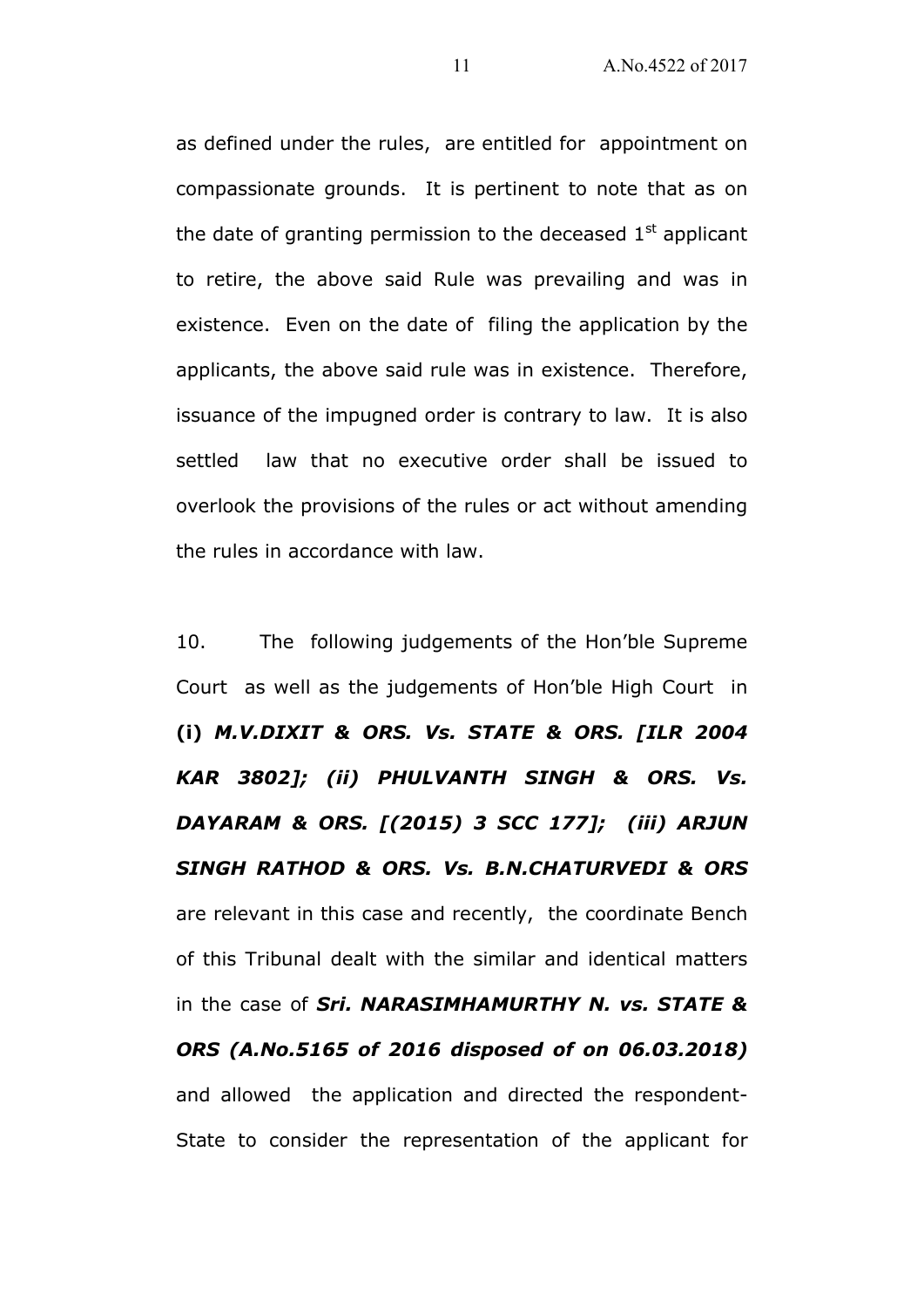as defined under the rules, are entitled for appointment on compassionate grounds. It is pertinent to note that as on the date of granting permission to the deceased 1st applicant to retire, the above said Rule was prevailing and was in existence. Even on the date of filing the application by the applicants, the above said rule was in existence. Therefore, issuance of the impugned order is contrary to law. It is also settled law that no executive order shall be issued to overlook the provisions of the rules or act without amending the rules in accordance with law.

10. The following judgements of the Hon'ble Supreme Court as well as the judgements of Hon'ble High Court in **(i)** ***M.V.DIXIT & ORS. Vs. STATE & ORS. [ILR 2004 KAR 3802]; (ii) PHULVANTH SINGH & ORS. Vs. DAYARAM & ORS. [(2015) 3 SCC 177]; (iii) ARJUN SINGH RATHOD & ORS. Vs. B.N.CHATURVEDI & ORS*** are relevant in this case and recently, the coordinate Bench of this Tribunal dealt with the similar and identical matters in the case of ***Sri. NARASIMHAMURTHY N. vs. STATE & ORS (A.No.5165 of 2016 disposed of on 06.03.2018)*** and allowed the application and directed the respondent-State to consider the representation of the applicant for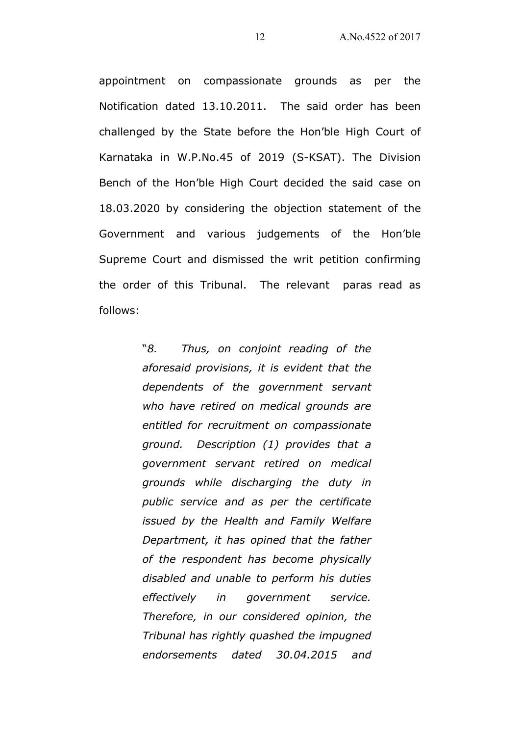appointment on compassionate grounds as per the Notification dated 13.10.2011. The said order has been challenged by the State before the Hon'ble High Court of Karnataka in W.P.No.45 of 2019 (S-KSAT). The Division Bench of the Hon'ble High Court decided the said case on 18.03.2020 by considering the objection statement of the Government and various judgements of the Hon'ble Supreme Court and dismissed the writ petition confirming the order of this Tribunal. The relevant paras read as follows:

> "*8. Thus, on conjoint reading of the aforesaid provisions, it is evident that the dependents of the government servant who have retired on medical grounds are entitled for recruitment on compassionate ground. Description (1) provides that a government servant retired on medical grounds while discharging the duty in public service and as per the certificate issued by the Health and Family Welfare Department, it has opined that the father of the respondent has become physically disabled and unable to perform his duties effectively in government service. Therefore, in our considered opinion, the Tribunal has rightly quashed the impugned endorsements dated 30.04.2015 and*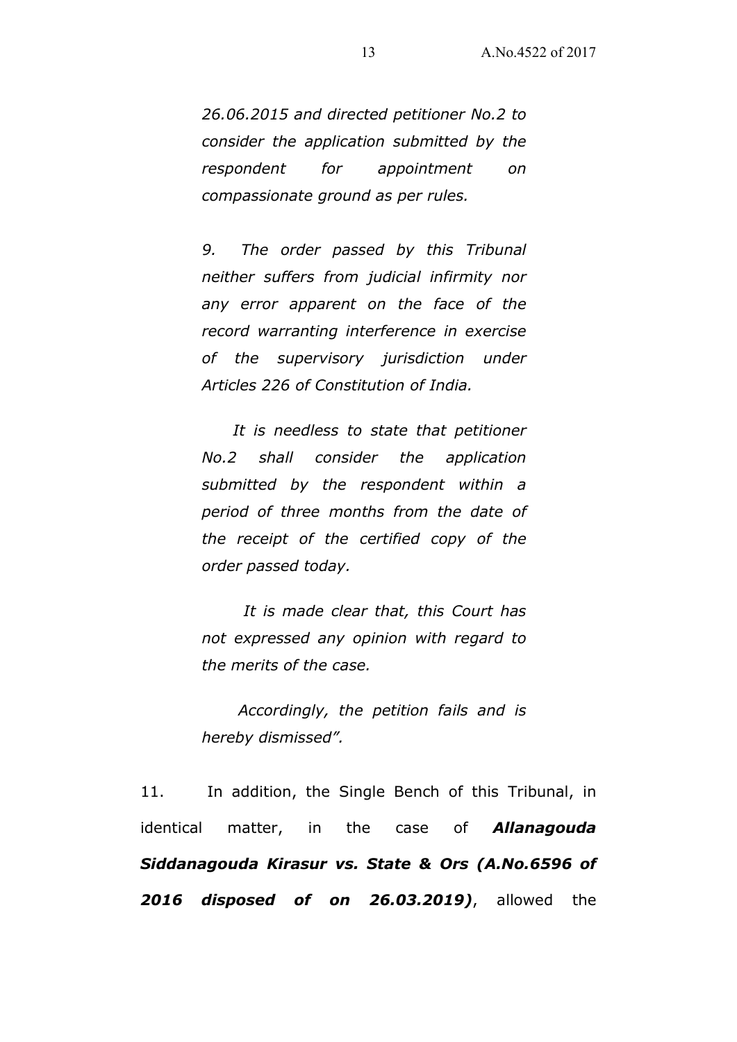*26.06.2015 and directed petitioner No.2 to consider the application submitted by the respondent for appointment on compassionate ground as per rules.*

*9. The order passed by this Tribunal neither suffers from judicial infirmity nor any error apparent on the face of the record warranting interference in exercise of the supervisory jurisdiction under Articles 226 of Constitution of India.*

*It is needless to state that petitioner No.2 shall consider the application submitted by the respondent within a period of three months from the date of the receipt of the certified copy of the order passed today.*

*It is made clear that, this Court has not expressed any opinion with regard to the merits of the case.*

*Accordingly, the petition fails and is hereby dismissed".*

11. In addition, the Single Bench of this Tribunal, in identical matter, in the case of ***Allanagouda Siddanagouda Kirasur vs. State & Ors (A.No.6596 of 2016 disposed of on 26.03.2019)***, allowed the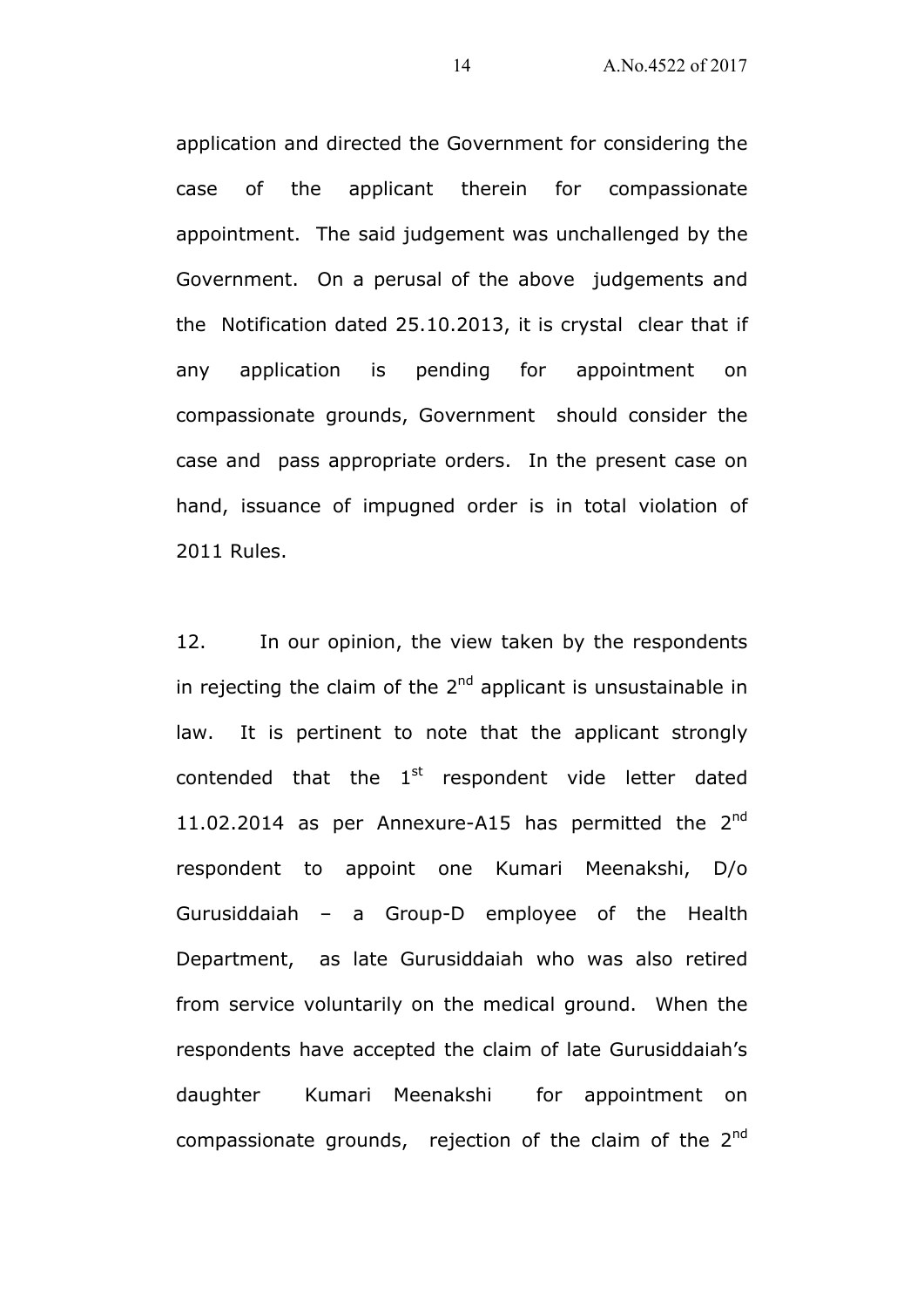application and directed the Government for considering the case of the applicant therein for compassionate appointment. The said judgement was unchallenged by the Government. On a perusal of the above judgements and the Notification dated 25.10.2013, it is crystal clear that if any application is pending for appointment on compassionate grounds, Government should consider the case and pass appropriate orders. In the present case on hand, issuance of impugned order is in total violation of 2011 Rules.

12. In our opinion, the view taken by the respondents in rejecting the claim of the 2nd applicant is unsustainable in law. It is pertinent to note that the applicant strongly contended that the 1st respondent vide letter dated 11.02.2014 as per Annexure-A15 has permitted the 2nd respondent to appoint one Kumari Meenakshi, D/o Gurusiddaiah – a Group-D employee of the Health Department, as late Gurusiddaiah who was also retired from service voluntarily on the medical ground. When the respondents have accepted the claim of late Gurusiddaiah's daughter Kumari Meenakshi for appointment on compassionate grounds, rejection of the claim of the 2nd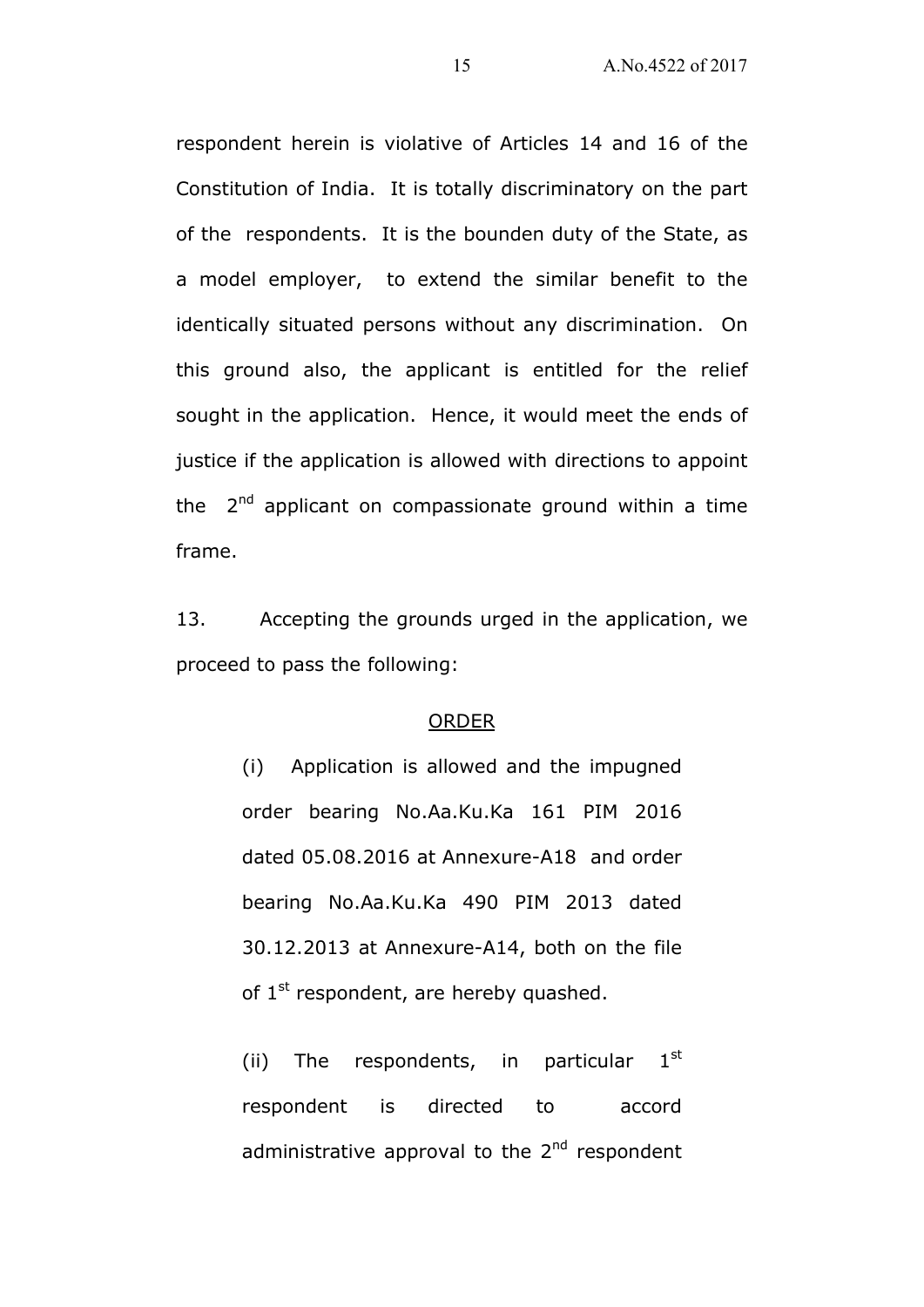respondent herein is violative of Articles 14 and 16 of the Constitution of India. It is totally discriminatory on the part of the respondents. It is the bounden duty of the State, as a model employer, to extend the similar benefit to the identically situated persons without any discrimination. On this ground also, the applicant is entitled for the relief sought in the application. Hence, it would meet the ends of justice if the application is allowed with directions to appoint the 2nd applicant on compassionate ground within a time frame.

13. Accepting the grounds urged in the application, we proceed to pass the following:

<u>ORDER</u>

> (i) Application is allowed and the impugned order bearing No.Aa.Ku.Ka 161 PIM 2016 dated 05.08.2016 at Annexure-A18 and order bearing No.Aa.Ku.Ka 490 PIM 2013 dated 30.12.2013 at Annexure-A14, both on the file of 1st respondent, are hereby quashed.
>
> (ii) The respondents, in particular 1st respondent is directed to accord administrative approval to the 2nd respondent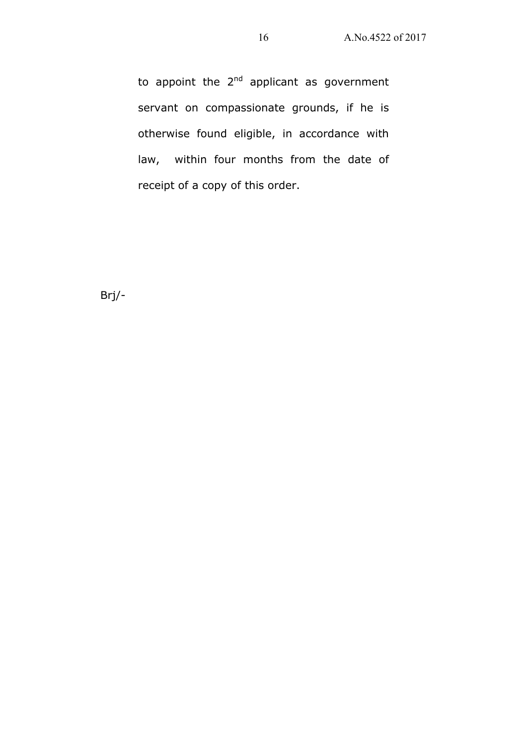to appoint the 2nd applicant as government servant on compassionate grounds, if he is otherwise found eligible, in accordance with law, within four months from the date of receipt of a copy of this order.

Brj/-